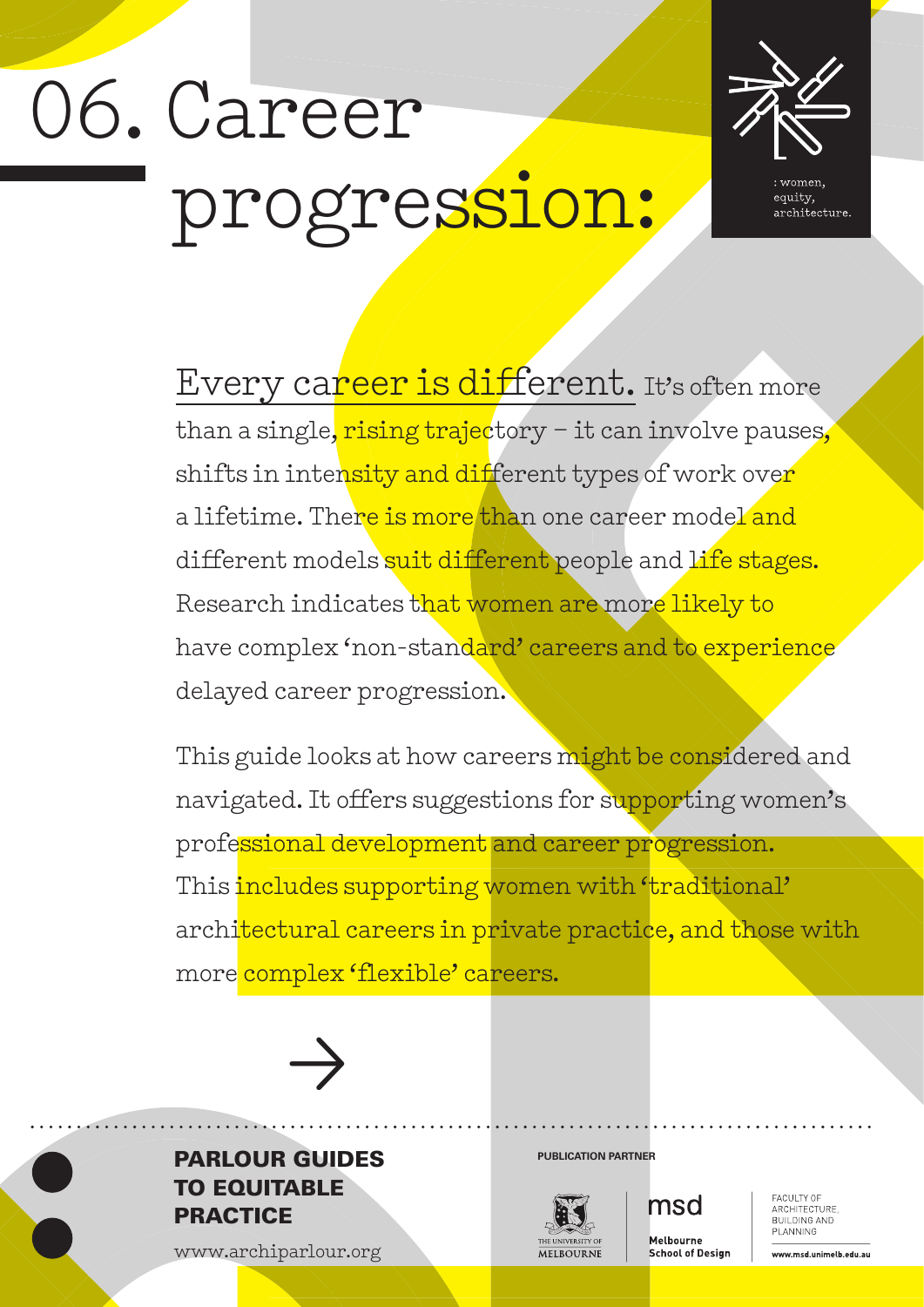# 06. Career progression:

: women, equity, architecture.

Every career is different. It's often more than a single, rising trajectory – it can involve pauses, shifts in intensity and different types of work over a lifetime. There is more than one career model and different models suit different people and life stages. Research indicates that women are more likely to have complex 'non-standard' careers and to experience delayed career progression.

This guide looks at how careers might be considered and navigated. It offers suggestions for supporting women's professional development and career progression. This includes supporting women with 'traditional' architectural careers in private practice, and those with more complex 'flexible' careers.

→

**PARLOUR GUIDES TO EQUITABLE PRACTICE**

www.archiparlour.org

**PUBLICATION PARTNER**

The University of Melbourne

msd Melbourne School of Design

Faculty of Architecture, Building and Planning

www.msd.unimelb.edu.au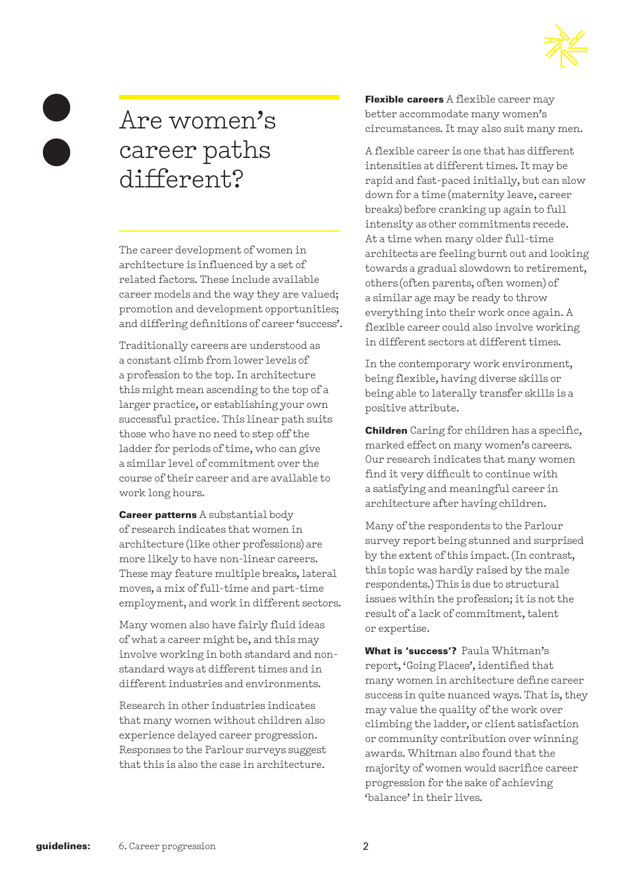# Are women's career paths different?

The career development of women in architecture is influenced by a set of related factors. These include available career models and the way they are valued; promotion and development opportunities; and differing definitions of career 'success'.

Traditionally careers are understood as a constant climb from lower levels of a profession to the top. In architecture this might mean ascending to the top of a larger practice, or establishing your own successful practice. This linear path suits those who have no need to step off the ladder for periods of time, who can give a similar level of commitment over the course of their career and are available to work long hours.

**Career patterns** A substantial body of research indicates that women in architecture (like other professions) are more likely to have non-linear careers. These may feature multiple breaks, lateral moves, a mix of full-time and part-time employment, and work in different sectors.

Many women also have fairly fluid ideas of what a career might be, and this may involve working in both standard and non-standard ways at different times and in different industries and environments.

Research in other industries indicates that many women without children also experience delayed career progression. Responses to the Parlour surveys suggest that this is also the case in architecture.

**Flexible careers** A flexible career may better accommodate many women's circumstances. It may also suit many men.

A flexible career is one that has different intensities at different times. It may be rapid and fast-paced initially, but can slow down for a time (maternity leave, career breaks) before cranking up again to full intensity as other commitments recede. At a time when many older full-time architects are feeling burnt out and looking towards a gradual slowdown to retirement, others (often parents, often women) of a similar age may be ready to throw everything into their work once again. A flexible career could also involve working in different sectors at different times.

In the contemporary work environment, being flexible, having diverse skills or being able to laterally transfer skills is a positive attribute.

**Children** Caring for children has a specific, marked effect on many women's careers. Our research indicates that many women find it very difficult to continue with a satisfying and meaningful career in architecture after having children.

Many of the respondents to the Parlour survey report being stunned and surprised by the extent of this impact. (In contrast, this topic was hardly raised by the male respondents.) This is due to structural issues within the profession; it is not the result of a lack of commitment, talent or expertise.

**What is 'success'?** Paula Whitman's report, 'Going Places', identified that many women in architecture define career success in quite nuanced ways. That is, they may value the quality of the work over climbing the ladder, or client satisfaction or community contribution over winning awards. Whitman also found that the majority of women would sacrifice career progression for the sake of achieving 'balance' in their lives.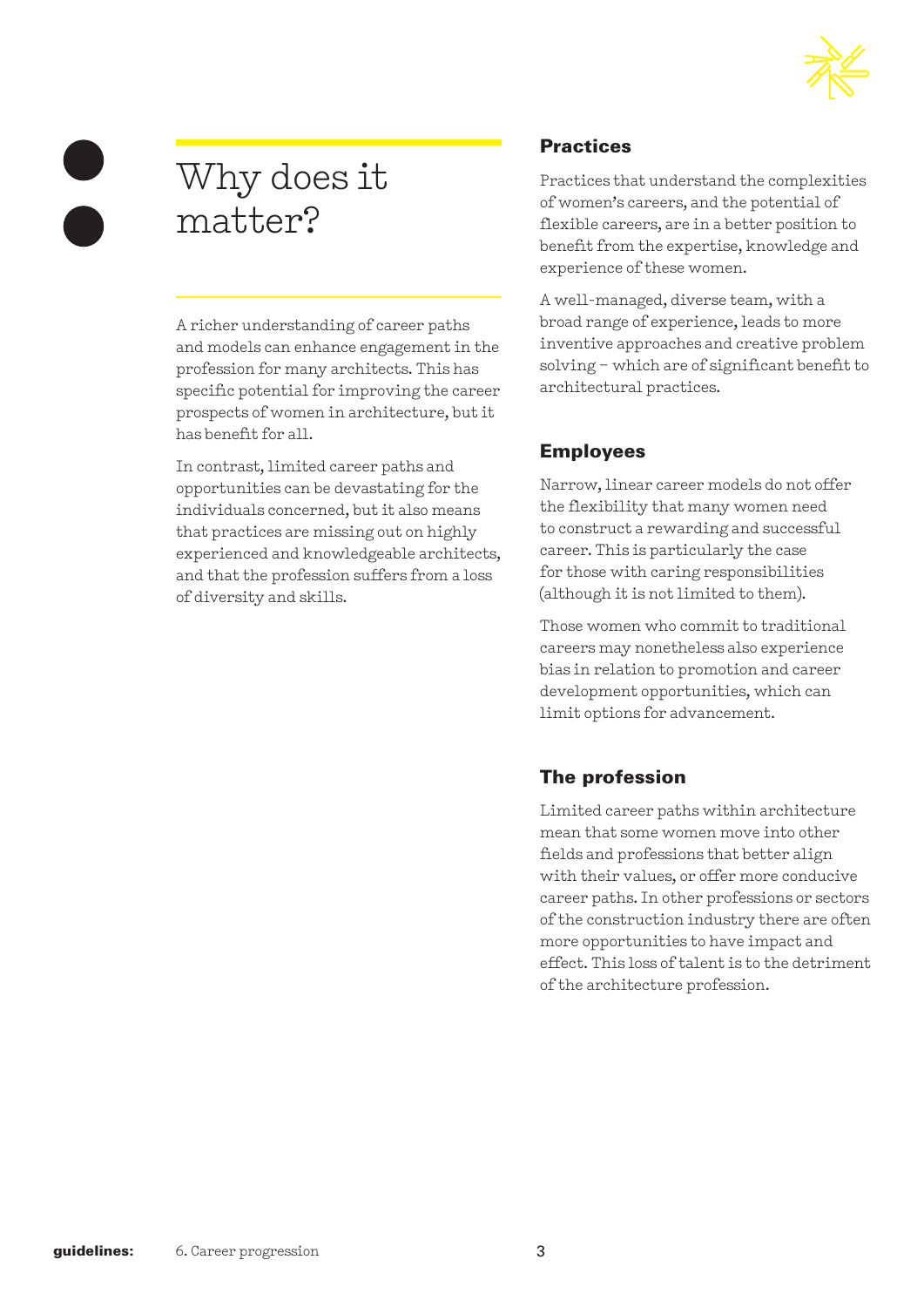# Why does it matter?

A richer understanding of career paths and models can enhance engagement in the profession for many architects. This has specific potential for improving the career prospects of women in architecture, but it has benefit for all.

In contrast, limited career paths and opportunities can be devastating for the individuals concerned, but it also means that practices are missing out on highly experienced and knowledgeable architects, and that the profession suffers from a loss of diversity and skills.

## Practices

Practices that understand the complexities of women's careers, and the potential of flexible careers, are in a better position to benefit from the expertise, knowledge and experience of these women.

A well-managed, diverse team, with a broad range of experience, leads to more inventive approaches and creative problem solving – which are of significant benefit to architectural practices.

## Employees

Narrow, linear career models do not offer the flexibility that many women need to construct a rewarding and successful career. This is particularly the case for those with caring responsibilities (although it is not limited to them).

Those women who commit to traditional careers may nonetheless also experience bias in relation to promotion and career development opportunities, which can limit options for advancement.

## The profession

Limited career paths within architecture mean that some women move into other fields and professions that better align with their values, or offer more conducive career paths. In other professions or sectors of the construction industry there are often more opportunities to have impact and effect. This loss of talent is to the detriment of the architecture profession.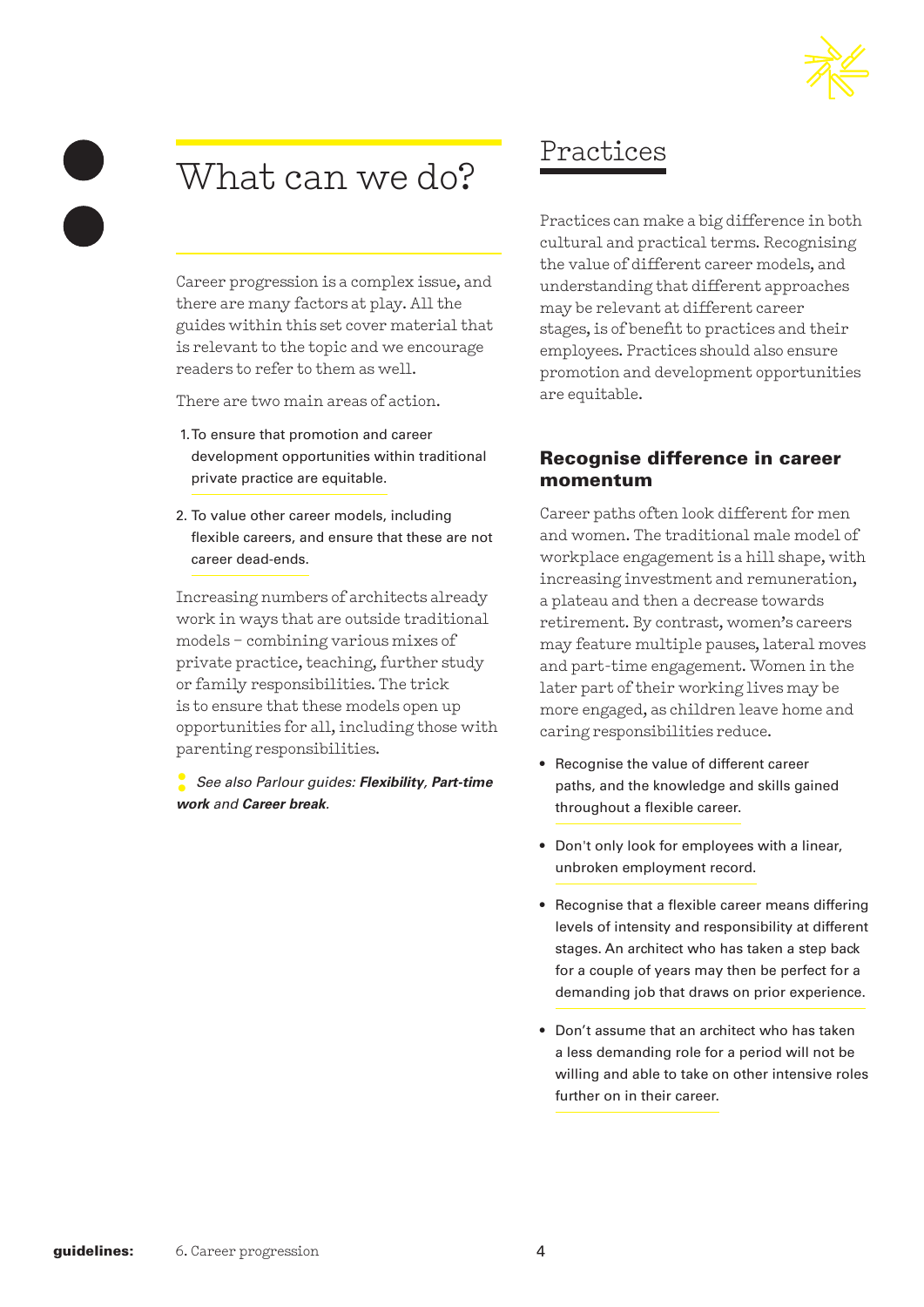# What can we do?

Career progression is a complex issue, and there are many factors at play. All the guides within this set cover material that is relevant to the topic and we encourage readers to refer to them as well.

There are two main areas of action.

1. To ensure that promotion and career development opportunities within traditional private practice are equitable.
2. To value other career models, including flexible careers, and ensure that these are not career dead-ends.

Increasing numbers of architects already work in ways that are outside traditional models – combining various mixes of private practice, teaching, further study or family responsibilities. The trick is to ensure that these models open up opportunities for all, including those with parenting responsibilities.

*See also Parlour guides:* ***Flexibility***, ***Part-time work*** *and* ***Career break****.*

## Practices

Practices can make a big difference in both cultural and practical terms. Recognising the value of different career models, and understanding that different approaches may be relevant at different career stages, is of benefit to practices and their employees. Practices should also ensure promotion and development opportunities are equitable.

### Recognise difference in career momentum

Career paths often look different for men and women. The traditional male model of workplace engagement is a hill shape, with increasing investment and remuneration, a plateau and then a decrease towards retirement. By contrast, women's careers may feature multiple pauses, lateral moves and part-time engagement. Women in the later part of their working lives may be more engaged, as children leave home and caring responsibilities reduce.

- Recognise the value of different career paths, and the knowledge and skills gained throughout a flexible career.
- Don't only look for employees with a linear, unbroken employment record.
- Recognise that a flexible career means differing levels of intensity and responsibility at different stages. An architect who has taken a step back for a couple of years may then be perfect for a demanding job that draws on prior experience.
- Don't assume that an architect who has taken a less demanding role for a period will not be willing and able to take on other intensive roles further on in their career.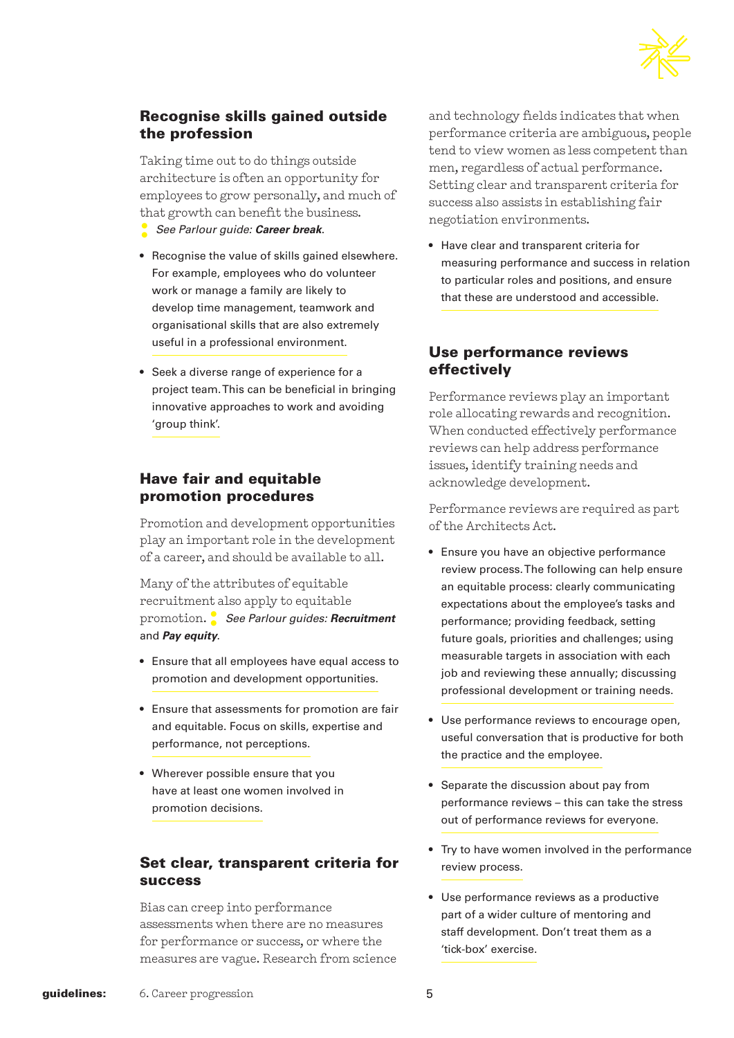## Recognise skills gained outside the profession

Taking time out to do things outside architecture is often an opportunity for employees to grow personally, and much of that growth can benefit the business. *See Parlour guide: **Career break**.*

- Recognise the value of skills gained elsewhere. For example, employees who do volunteer work or manage a family are likely to develop time management, teamwork and organisational skills that are also extremely useful in a professional environment.
- Seek a diverse range of experience for a project team. This can be beneficial in bringing innovative approaches to work and avoiding 'group think'.

## Have fair and equitable promotion procedures

Promotion and development opportunities play an important role in the development of a career, and should be available to all.

Many of the attributes of equitable recruitment also apply to equitable promotion. *See Parlour guides: **Recruitment** and **Pay equity**.*

- Ensure that all employees have equal access to promotion and development opportunities.
- Ensure that assessments for promotion are fair and equitable. Focus on skills, expertise and performance, not perceptions.
- Wherever possible ensure that you have at least one women involved in promotion decisions.

## Set clear, transparent criteria for success

Bias can creep into performance assessments when there are no measures for performance or success, or where the measures are vague. Research from science and technology fields indicates that when performance criteria are ambiguous, people tend to view women as less competent than men, regardless of actual performance. Setting clear and transparent criteria for success also assists in establishing fair negotiation environments.

- Have clear and transparent criteria for measuring performance and success in relation to particular roles and positions, and ensure that these are understood and accessible.

## Use performance reviews effectively

Performance reviews play an important role allocating rewards and recognition. When conducted effectively performance reviews can help address performance issues, identify training needs and acknowledge development.

Performance reviews are required as part of the Architects Act.

- Ensure you have an objective performance review process. The following can help ensure an equitable process: clearly communicating expectations about the employee's tasks and performance; providing feedback, setting future goals, priorities and challenges; using measurable targets in association with each job and reviewing these annually; discussing professional development or training needs.
- Use performance reviews to encourage open, useful conversation that is productive for both the practice and the employee.
- Separate the discussion about pay from performance reviews – this can take the stress out of performance reviews for everyone.
- Try to have women involved in the performance review process.
- Use performance reviews as a productive part of a wider culture of mentoring and staff development. Don't treat them as a 'tick-box' exercise.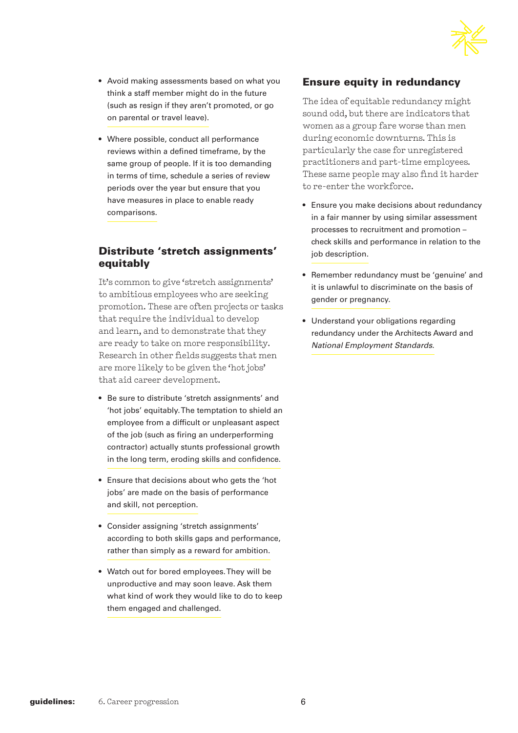- Avoid making assessments based on what you think a staff member might do in the future (such as resign if they aren't promoted, or go on parental or travel leave).

- Where possible, conduct all performance reviews within a defined timeframe, by the same group of people. If it is too demanding in terms of time, schedule a series of review periods over the year but ensure that you have measures in place to enable ready comparisons.

## Distribute 'stretch assignments' equitably

It's common to give 'stretch assignments' to ambitious employees who are seeking promotion. These are often projects or tasks that require the individual to develop and learn, and to demonstrate that they are ready to take on more responsibility. Research in other fields suggests that men are more likely to be given the 'hot jobs' that aid career development.

- Be sure to distribute 'stretch assignments' and 'hot jobs' equitably. The temptation to shield an employee from a difficult or unpleasant aspect of the job (such as firing an underperforming contractor) actually stunts professional growth in the long term, eroding skills and confidence.

- Ensure that decisions about who gets the 'hot jobs' are made on the basis of performance and skill, not perception.

- Consider assigning 'stretch assignments' according to both skills gaps and performance, rather than simply as a reward for ambition.

- Watch out for bored employees. They will be unproductive and may soon leave. Ask them what kind of work they would like to do to keep them engaged and challenged.

## Ensure equity in redundancy

The idea of equitable redundancy might sound odd, but there are indicators that women as a group fare worse than men during economic downturns. This is particularly the case for unregistered practitioners and part-time employees. These same people may also find it harder to re-enter the workforce.

- Ensure you make decisions about redundancy in a fair manner by using similar assessment processes to recruitment and promotion – check skills and performance in relation to the job description.

- Remember redundancy must be 'genuine' and it is unlawful to discriminate on the basis of gender or pregnancy.

- Understand your obligations regarding redundancy under the Architects Award and *National Employment Standards*.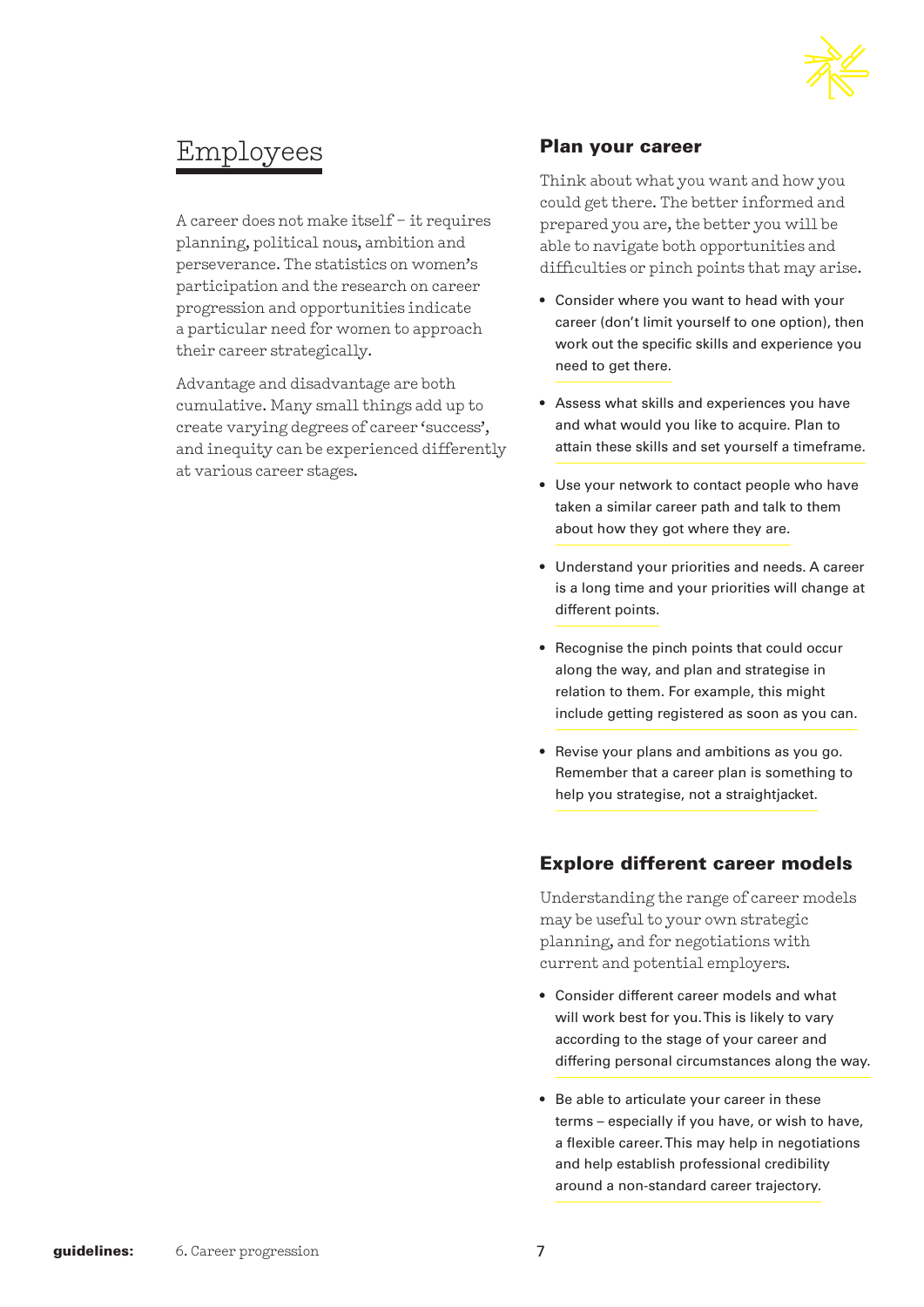# Employees

A career does not make itself – it requires planning, political nous, ambition and perseverance. The statistics on women's participation and the research on career progression and opportunities indicate a particular need for women to approach their career strategically.

Advantage and disadvantage are both cumulative. Many small things add up to create varying degrees of career 'success', and inequity can be experienced differently at various career stages.

## Plan your career

Think about what you want and how you could get there. The better informed and prepared you are, the better you will be able to navigate both opportunities and difficulties or pinch points that may arise.

- Consider where you want to head with your career (don't limit yourself to one option), then work out the specific skills and experience you need to get there.
- Assess what skills and experiences you have and what would you like to acquire. Plan to attain these skills and set yourself a timeframe.
- Use your network to contact people who have taken a similar career path and talk to them about how they got where they are.
- Understand your priorities and needs. A career is a long time and your priorities will change at different points.
- Recognise the pinch points that could occur along the way, and plan and strategise in relation to them. For example, this might include getting registered as soon as you can.
- Revise your plans and ambitions as you go. Remember that a career plan is something to help you strategise, not a straightjacket.

## Explore different career models

Understanding the range of career models may be useful to your own strategic planning, and for negotiations with current and potential employers.

- Consider different career models and what will work best for you. This is likely to vary according to the stage of your career and differing personal circumstances along the way.
- Be able to articulate your career in these terms – especially if you have, or wish to have, a flexible career. This may help in negotiations and help establish professional credibility around a non-standard career trajectory.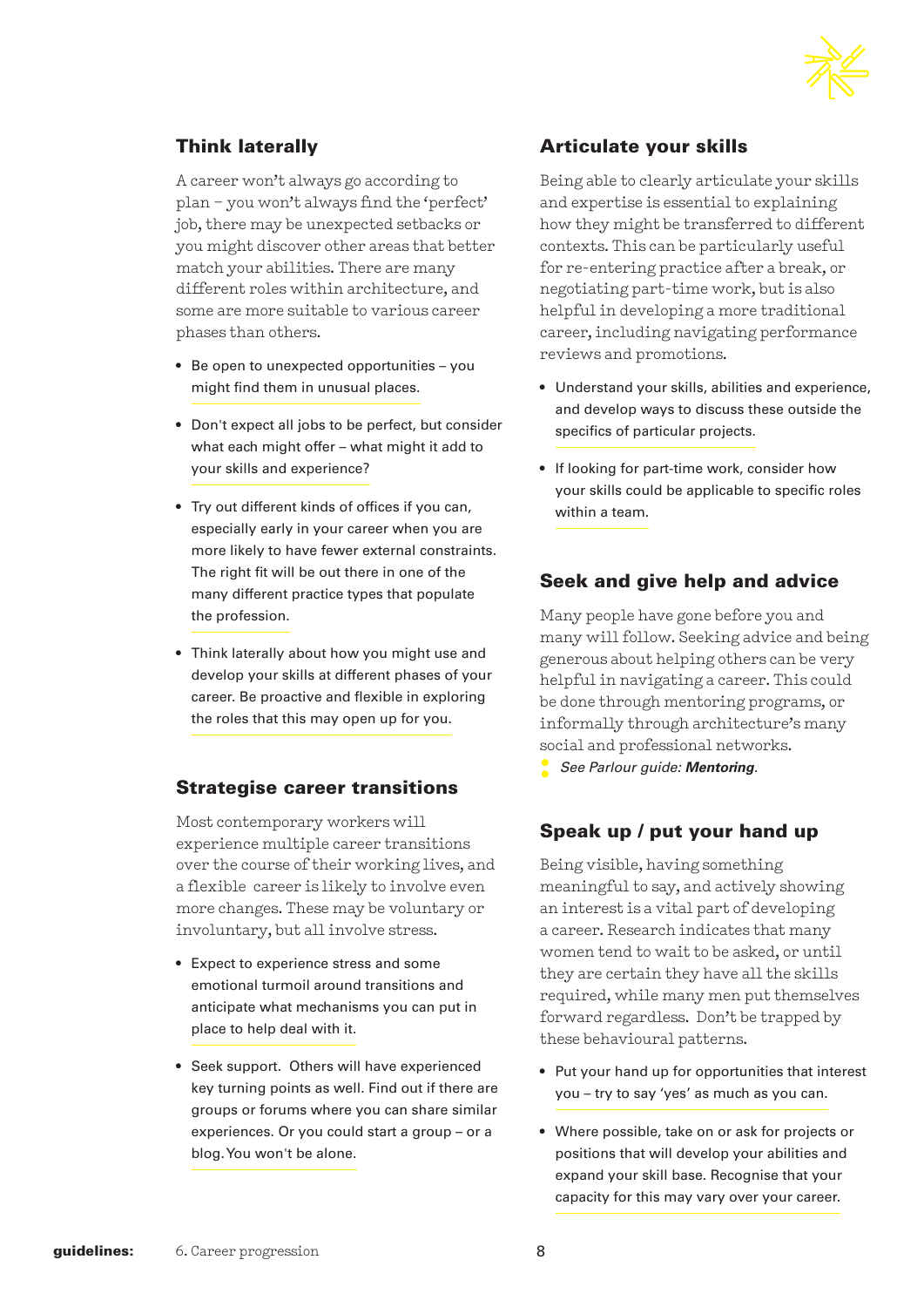## Think laterally

A career won't always go according to plan – you won't always find the 'perfect' job, there may be unexpected setbacks or you might discover other areas that better match your abilities. There are many different roles within architecture, and some are more suitable to various career phases than others.

- Be open to unexpected opportunities – you might find them in unusual places.
- Don't expect all jobs to be perfect, but consider what each might offer – what might it add to your skills and experience?
- Try out different kinds of offices if you can, especially early in your career when you are more likely to have fewer external constraints. The right fit will be out there in one of the many different practice types that populate the profession.
- Think laterally about how you might use and develop your skills at different phases of your career. Be proactive and flexible in exploring the roles that this may open up for you.

## Strategise career transitions

Most contemporary workers will experience multiple career transitions over the course of their working lives, and a flexible career is likely to involve even more changes. These may be voluntary or involuntary, but all involve stress.

- Expect to experience stress and some emotional turmoil around transitions and anticipate what mechanisms you can put in place to help deal with it.
- Seek support. Others will have experienced key turning points as well. Find out if there are groups or forums where you can share similar experiences. Or you could start a group – or a blog. You won't be alone.

## Articulate your skills

Being able to clearly articulate your skills and expertise is essential to explaining how they might be transferred to different contexts. This can be particularly useful for re-entering practice after a break, or negotiating part-time work, but is also helpful in developing a more traditional career, including navigating performance reviews and promotions.

- Understand your skills, abilities and experience, and develop ways to discuss these outside the specifics of particular projects.
- If looking for part-time work, consider how your skills could be applicable to specific roles within a team.

## Seek and give help and advice

Many people have gone before you and many will follow. Seeking advice and being generous about helping others can be very helpful in navigating a career. This could be done through mentoring programs, or informally through architecture's many social and professional networks.

*See Parlour guide: **Mentoring**.*

## Speak up / put your hand up

Being visible, having something meaningful to say, and actively showing an interest is a vital part of developing a career. Research indicates that many women tend to wait to be asked, or until they are certain they have all the skills required, while many men put themselves forward regardless. Don't be trapped by these behavioural patterns.

- Put your hand up for opportunities that interest you – try to say 'yes' as much as you can.
- Where possible, take on or ask for projects or positions that will develop your abilities and expand your skill base. Recognise that your capacity for this may vary over your career.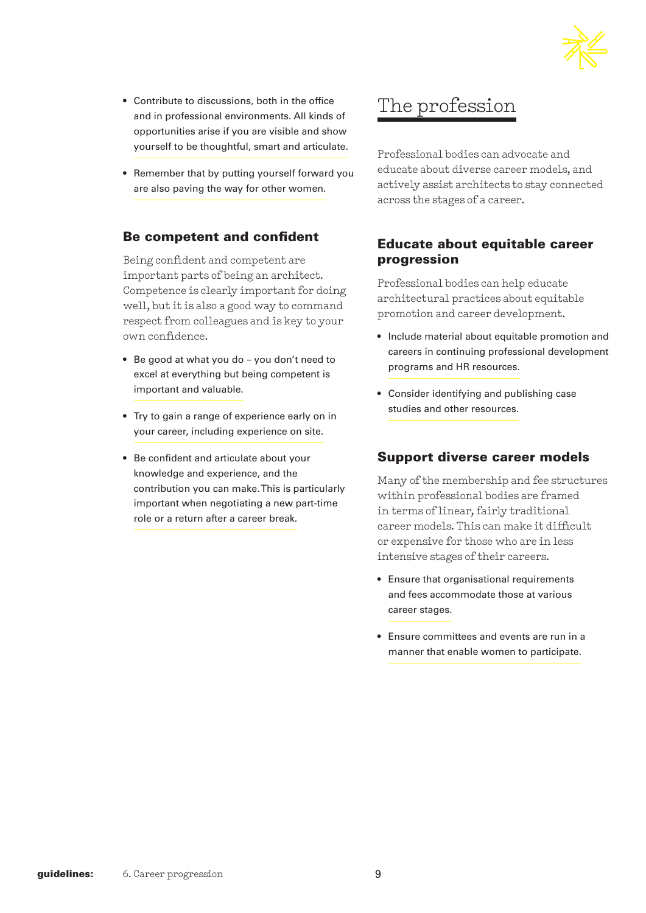- Contribute to discussions, both in the office and in professional environments. All kinds of opportunities arise if you are visible and show yourself to be thoughtful, smart and articulate.
- Remember that by putting yourself forward you are also paving the way for other women.

### Be competent and confident

Being confident and competent are important parts of being an architect. Competence is clearly important for doing well, but it is also a good way to command respect from colleagues and is key to your own confidence.

- Be good at what you do – you don't need to excel at everything but being competent is important and valuable.
- Try to gain a range of experience early on in your career, including experience on site.
- Be confident and articulate about your knowledge and experience, and the contribution you can make. This is particularly important when negotiating a new part-time role or a return after a career break.

## The profession

Professional bodies can advocate and educate about diverse career models, and actively assist architects to stay connected across the stages of a career.

### Educate about equitable career progression

Professional bodies can help educate architectural practices about equitable promotion and career development.

- Include material about equitable promotion and careers in continuing professional development programs and HR resources.
- Consider identifying and publishing case studies and other resources.

### Support diverse career models

Many of the membership and fee structures within professional bodies are framed in terms of linear, fairly traditional career models. This can make it difficult or expensive for those who are in less intensive stages of their careers.

- Ensure that organisational requirements and fees accommodate those at various career stages.
- Ensure committees and events are run in a manner that enable women to participate.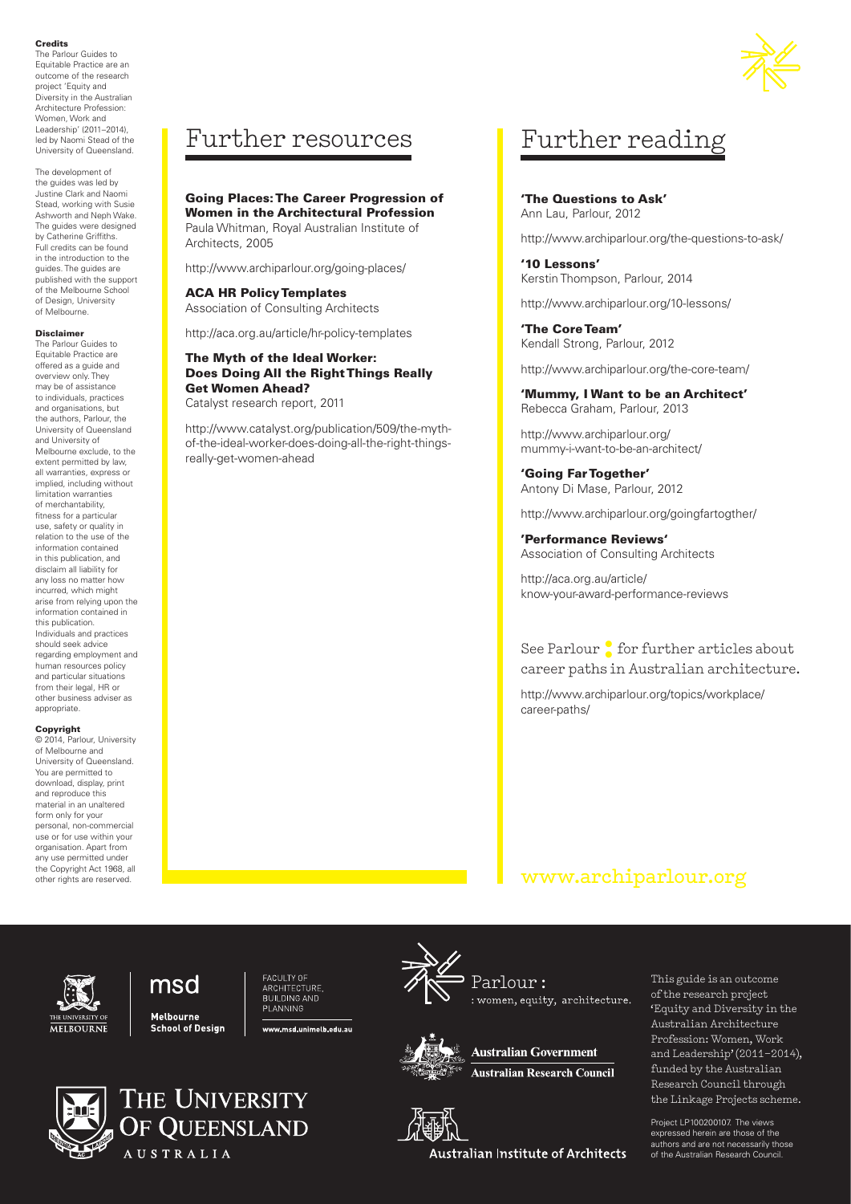**Credits**

The Parlour Guides to Equitable Practice are an outcome of the research project 'Equity and Diversity in the Australian Architecture Profession: Women, Work and Leadership' (2011–2014), led by Naomi Stead of the University of Queensland.

The development of the guides was led by Justine Clark and Naomi Stead, working with Susie Ashworth and Neph Wake. The guides were designed by Catherine Griffiths. Full credits can be found in the introduction to the guides. The guides are published with the support of the Melbourne School of Design, University of Melbourne.

**Disclaimer**

The Parlour Guides to Equitable Practice are offered as a guide and overview only. They may be of assistance to individuals, practices and organisations, but the authors, Parlour, the University of Queensland and University of Melbourne exclude, to the extent permitted by law, all warranties, express or implied, including without limitation warranties of merchantability, fitness for a particular use, safety or quality in relation to the use of the information contained in this publication, and disclaim all liability for any loss no matter how incurred, which might arise from relying upon the information contained in this publication. Individuals and practices should seek advice regarding employment and human resources policy and particular situations from their legal, HR or other business adviser as appropriate.

**Copyright**

© 2014, Parlour, University of Melbourne and University of Queensland. You are permitted to download, display, print and reproduce this material in an unaltered form only for your personal, non-commercial use or for use within your organisation. Apart from any use permitted under the Copyright Act 1968, all other rights are reserved.

# Further resources

**Going Places: The Career Progression of Women in the Architectural Profession**
Paula Whitman, Royal Australian Institute of Architects, 2005

http://www.archiparlour.org/going-places/

**ACA HR Policy Templates**
Association of Consulting Architects

http://aca.org.au/article/hr-policy-templates

**The Myth of the Ideal Worker: Does Doing All the Right Things Really Get Women Ahead?**
Catalyst research report, 2011

http://www.catalyst.org/publication/509/the-myth-of-the-ideal-worker-does-doing-all-the-right-things-really-get-women-ahead

# Further reading

**'The Questions to Ask'**
Ann Lau, Parlour, 2012

http://www.archiparlour.org/the-questions-to-ask/

**'10 Lessons'**
Kerstin Thompson, Parlour, 2014

http://www.archiparlour.org/10-lessons/

**'The Core Team'**
Kendall Strong, Parlour, 2012

http://www.archiparlour.org/the-core-team/

**'Mummy, I Want to be an Architect'**
Rebecca Graham, Parlour, 2013

http://www.archiparlour.org/mummy-i-want-to-be-an-architect/

**'Going Far Together'**
Antony Di Mase, Parlour, 2012

http://www.archiparlour.org/goingfartogther/

**'Performance Reviews'**
Association of Consulting Architects

http://aca.org.au/article/know-your-award-performance-reviews

See Parlour : for further articles about career paths in Australian architecture.

http://www.archiparlour.org/topics/workplace/career-paths/

www.archiparlour.org

The University of Melbourne

msd Melbourne School of Design

Faculty of Architecture, Building and Planning

www.msd.unimelb.edu.au

The University of Queensland Australia

Parlour : : women, equity, architecture.

Australian Government
Australian Research Council

Australian Institute of Architects

This guide is an outcome of the research project 'Equity and Diversity in the Australian Architecture Profession: Women, Work and Leadership' (2011–2014), funded by the Australian Research Council through the Linkage Projects scheme.

Project LP100200107. The views expressed herein are those of the authors and are not necessarily those of the Australian Research Council.